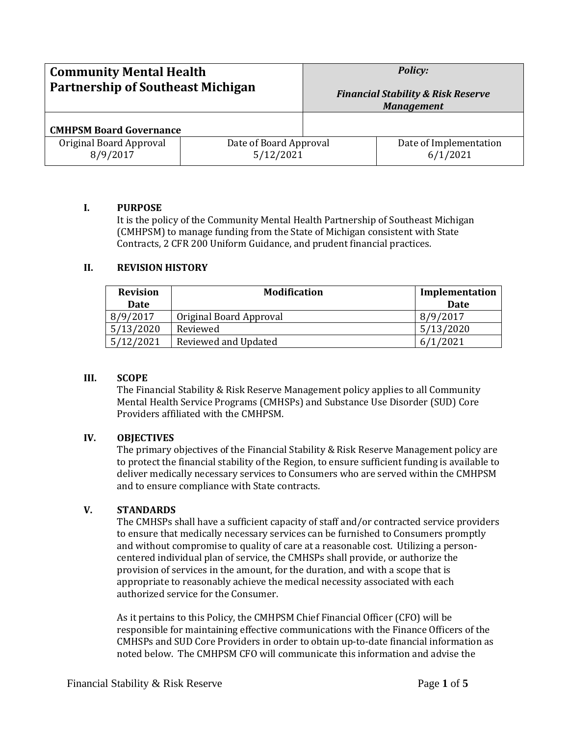| Community Mental Health Partnership of Southeast Michigan | | *Policy:* *Financial Stability & Risk Reserve Management* |
|---|---|---|
| **CMHPSM Board Governance** | | |
| Original Board Approval 8/9/2017 | Date of Board Approval 5/12/2021 | Date of Implementation 6/1/2021 |

## I. PURPOSE

It is the policy of the Community Mental Health Partnership of Southeast Michigan (CMHPSM) to manage funding from the State of Michigan consistent with State Contracts, 2 CFR 200 Uniform Guidance, and prudent financial practices.

## II. REVISION HISTORY

| Revision Date | Modification | Implementation Date |
|---|---|---|
| 8/9/2017 | Original Board Approval | 8/9/2017 |
| 5/13/2020 | Reviewed | 5/13/2020 |
| 5/12/2021 | Reviewed and Updated | 6/1/2021 |

## III. SCOPE

The Financial Stability & Risk Reserve Management policy applies to all Community Mental Health Service Programs (CMHSPs) and Substance Use Disorder (SUD) Core Providers affiliated with the CMHPSM.

## IV. OBJECTIVES

The primary objectives of the Financial Stability & Risk Reserve Management policy are to protect the financial stability of the Region, to ensure sufficient funding is available to deliver medically necessary services to Consumers who are served within the CMHPSM and to ensure compliance with State contracts.

## V. STANDARDS

The CMHSPs shall have a sufficient capacity of staff and/or contracted service providers to ensure that medically necessary services can be furnished to Consumers promptly and without compromise to quality of care at a reasonable cost. Utilizing a person-centered individual plan of service, the CMHSPs shall provide, or authorize the provision of services in the amount, for the duration, and with a scope that is appropriate to reasonably achieve the medical necessity associated with each authorized service for the Consumer.

As it pertains to this Policy, the CMHPSM Chief Financial Officer (CFO) will be responsible for maintaining effective communications with the Finance Officers of the CMHSPs and SUD Core Providers in order to obtain up-to-date financial information as noted below. The CMHPSM CFO will communicate this information and advise the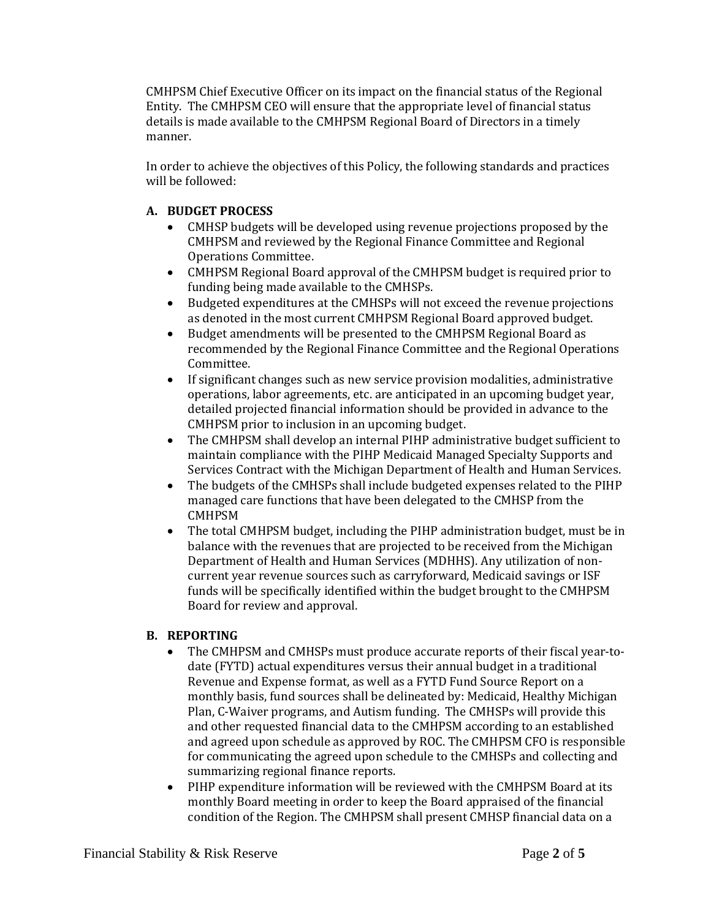CMHPSM Chief Executive Officer on its impact on the financial status of the Regional Entity. The CMHPSM CEO will ensure that the appropriate level of financial status details is made available to the CMHPSM Regional Board of Directors in a timely manner.

In order to achieve the objectives of this Policy, the following standards and practices will be followed:

**A. BUDGET PROCESS**

- CMHSP budgets will be developed using revenue projections proposed by the CMHPSM and reviewed by the Regional Finance Committee and Regional Operations Committee.
- CMHPSM Regional Board approval of the CMHPSM budget is required prior to funding being made available to the CMHSPs.
- Budgeted expenditures at the CMHSPs will not exceed the revenue projections as denoted in the most current CMHPSM Regional Board approved budget.
- Budget amendments will be presented to the CMHPSM Regional Board as recommended by the Regional Finance Committee and the Regional Operations Committee.
- If significant changes such as new service provision modalities, administrative operations, labor agreements, etc. are anticipated in an upcoming budget year, detailed projected financial information should be provided in advance to the CMHPSM prior to inclusion in an upcoming budget.
- The CMHPSM shall develop an internal PIHP administrative budget sufficient to maintain compliance with the PIHP Medicaid Managed Specialty Supports and Services Contract with the Michigan Department of Health and Human Services.
- The budgets of the CMHSPs shall include budgeted expenses related to the PIHP managed care functions that have been delegated to the CMHSP from the CMHPSM
- The total CMHPSM budget, including the PIHP administration budget, must be in balance with the revenues that are projected to be received from the Michigan Department of Health and Human Services (MDHHS). Any utilization of non-current year revenue sources such as carryforward, Medicaid savings or ISF funds will be specifically identified within the budget brought to the CMHPSM Board for review and approval.

**B. REPORTING**

- The CMHPSM and CMHSPs must produce accurate reports of their fiscal year-to-date (FYTD) actual expenditures versus their annual budget in a traditional Revenue and Expense format, as well as a FYTD Fund Source Report on a monthly basis, fund sources shall be delineated by: Medicaid, Healthy Michigan Plan, C-Waiver programs, and Autism funding. The CMHSPs will provide this and other requested financial data to the CMHPSM according to an established and agreed upon schedule as approved by ROC. The CMHPSM CFO is responsible for communicating the agreed upon schedule to the CMHSPs and collecting and summarizing regional finance reports.
- PIHP expenditure information will be reviewed with the CMHPSM Board at its monthly Board meeting in order to keep the Board appraised of the financial condition of the Region. The CMHPSM shall present CMHSP financial data on a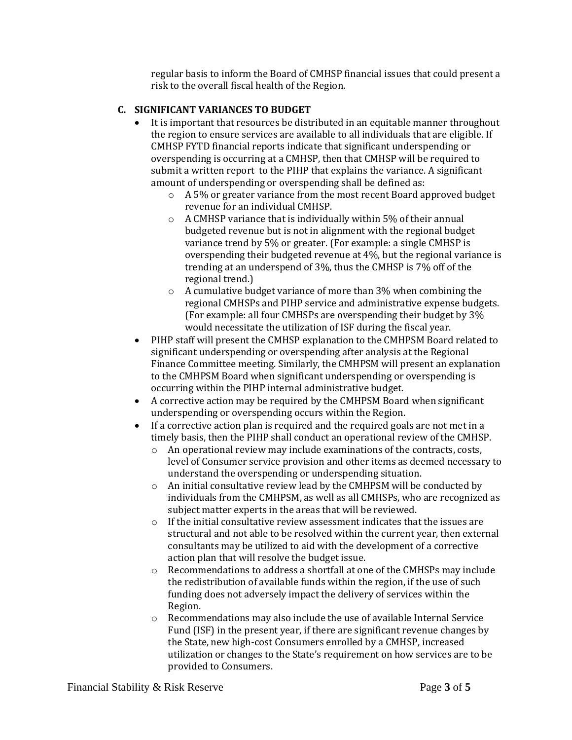regular basis to inform the Board of CMHSP financial issues that could present a risk to the overall fiscal health of the Region.

### C. SIGNIFICANT VARIANCES TO BUDGET

- It is important that resources be distributed in an equitable manner throughout the region to ensure services are available to all individuals that are eligible. If CMHSP FYTD financial reports indicate that significant underspending or overspending is occurring at a CMHSP, then that CMHSP will be required to submit a written report to the PIHP that explains the variance. A significant amount of underspending or overspending shall be defined as:
  - A 5% or greater variance from the most recent Board approved budget revenue for an individual CMHSP.
  - A CMHSP variance that is individually within 5% of their annual budgeted revenue but is not in alignment with the regional budget variance trend by 5% or greater. (For example: a single CMHSP is overspending their budgeted revenue at 4%, but the regional variance is trending at an underspend of 3%, thus the CMHSP is 7% off of the regional trend.)
  - A cumulative budget variance of more than 3% when combining the regional CMHSPs and PIHP service and administrative expense budgets. (For example: all four CMHSPs are overspending their budget by 3% would necessitate the utilization of ISF during the fiscal year.
- PIHP staff will present the CMHSP explanation to the CMHPSM Board related to significant underspending or overspending after analysis at the Regional Finance Committee meeting. Similarly, the CMHPSM will present an explanation to the CMHPSM Board when significant underspending or overspending is occurring within the PIHP internal administrative budget.
- A corrective action may be required by the CMHPSM Board when significant underspending or overspending occurs within the Region.
- If a corrective action plan is required and the required goals are not met in a timely basis, then the PIHP shall conduct an operational review of the CMHSP.
  - An operational review may include examinations of the contracts, costs, level of Consumer service provision and other items as deemed necessary to understand the overspending or underspending situation.
  - An initial consultative review lead by the CMHPSM will be conducted by individuals from the CMHPSM, as well as all CMHSPs, who are recognized as subject matter experts in the areas that will be reviewed.
  - If the initial consultative review assessment indicates that the issues are structural and not able to be resolved within the current year, then external consultants may be utilized to aid with the development of a corrective action plan that will resolve the budget issue.
  - Recommendations to address a shortfall at one of the CMHSPs may include the redistribution of available funds within the region, if the use of such funding does not adversely impact the delivery of services within the Region.
  - Recommendations may also include the use of available Internal Service Fund (ISF) in the present year, if there are significant revenue changes by the State, new high-cost Consumers enrolled by a CMHSP, increased utilization or changes to the State's requirement on how services are to be provided to Consumers.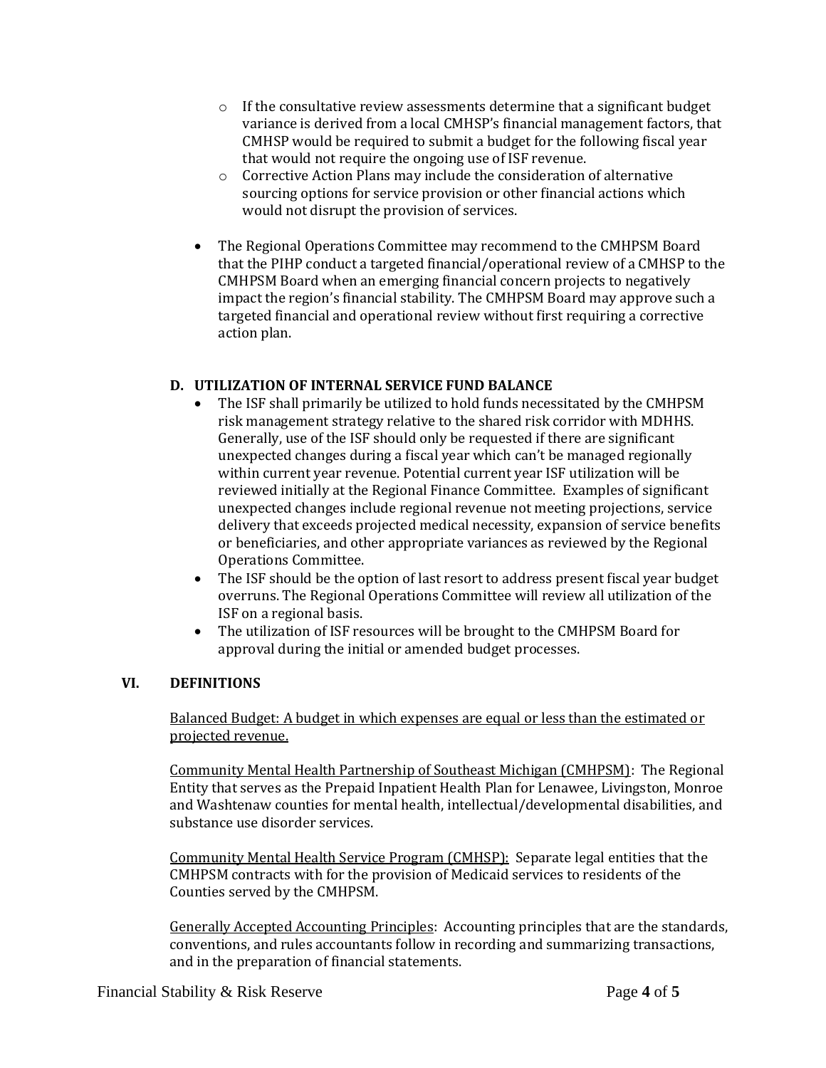- If the consultative review assessments determine that a significant budget variance is derived from a local CMHSP's financial management factors, that CMHSP would be required to submit a budget for the following fiscal year that would not require the ongoing use of ISF revenue.
  - Corrective Action Plans may include the consideration of alternative sourcing options for service provision or other financial actions which would not disrupt the provision of services.

- The Regional Operations Committee may recommend to the CMHPSM Board that the PIHP conduct a targeted financial/operational review of a CMHSP to the CMHPSM Board when an emerging financial concern projects to negatively impact the region's financial stability. The CMHPSM Board may approve such a targeted financial and operational review without first requiring a corrective action plan.

**D. UTILIZATION OF INTERNAL SERVICE FUND BALANCE**

- The ISF shall primarily be utilized to hold funds necessitated by the CMHPSM risk management strategy relative to the shared risk corridor with MDHHS. Generally, use of the ISF should only be requested if there are significant unexpected changes during a fiscal year which can't be managed regionally within current year revenue. Potential current year ISF utilization will be reviewed initially at the Regional Finance Committee. Examples of significant unexpected changes include regional revenue not meeting projections, service delivery that exceeds projected medical necessity, expansion of service benefits or beneficiaries, and other appropriate variances as reviewed by the Regional Operations Committee.
- The ISF should be the option of last resort to address present fiscal year budget overruns. The Regional Operations Committee will review all utilization of the ISF on a regional basis.
- The utilization of ISF resources will be brought to the CMHPSM Board for approval during the initial or amended budget processes.

## VI. DEFINITIONS

Balanced Budget: A budget in which expenses are equal or less than the estimated or projected revenue.

Community Mental Health Partnership of Southeast Michigan (CMHPSM): The Regional Entity that serves as the Prepaid Inpatient Health Plan for Lenawee, Livingston, Monroe and Washtenaw counties for mental health, intellectual/developmental disabilities, and substance use disorder services.

Community Mental Health Service Program (CMHSP): Separate legal entities that the CMHPSM contracts with for the provision of Medicaid services to residents of the Counties served by the CMHPSM.

Generally Accepted Accounting Principles: Accounting principles that are the standards, conventions, and rules accountants follow in recording and summarizing transactions, and in the preparation of financial statements.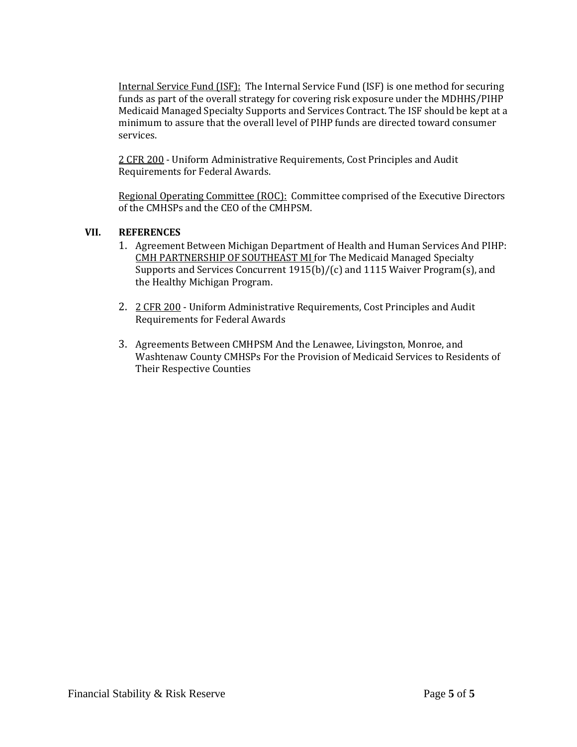Internal Service Fund (ISF): The Internal Service Fund (ISF) is one method for securing funds as part of the overall strategy for covering risk exposure under the MDHHS/PIHP Medicaid Managed Specialty Supports and Services Contract. The ISF should be kept at a minimum to assure that the overall level of PIHP funds are directed toward consumer services.

2 CFR 200 - Uniform Administrative Requirements, Cost Principles and Audit Requirements for Federal Awards.

Regional Operating Committee (ROC): Committee comprised of the Executive Directors of the CMHSPs and the CEO of the CMHPSM.

## VII. REFERENCES

1. Agreement Between Michigan Department of Health and Human Services And PIHP: CMH PARTNERSHIP OF SOUTHEAST MI for The Medicaid Managed Specialty Supports and Services Concurrent 1915(b)/(c) and 1115 Waiver Program(s), and the Healthy Michigan Program.

2. 2 CFR 200 - Uniform Administrative Requirements, Cost Principles and Audit Requirements for Federal Awards

3. Agreements Between CMHPSM And the Lenawee, Livingston, Monroe, and Washtenaw County CMHSPs For the Provision of Medicaid Services to Residents of Their Respective Counties